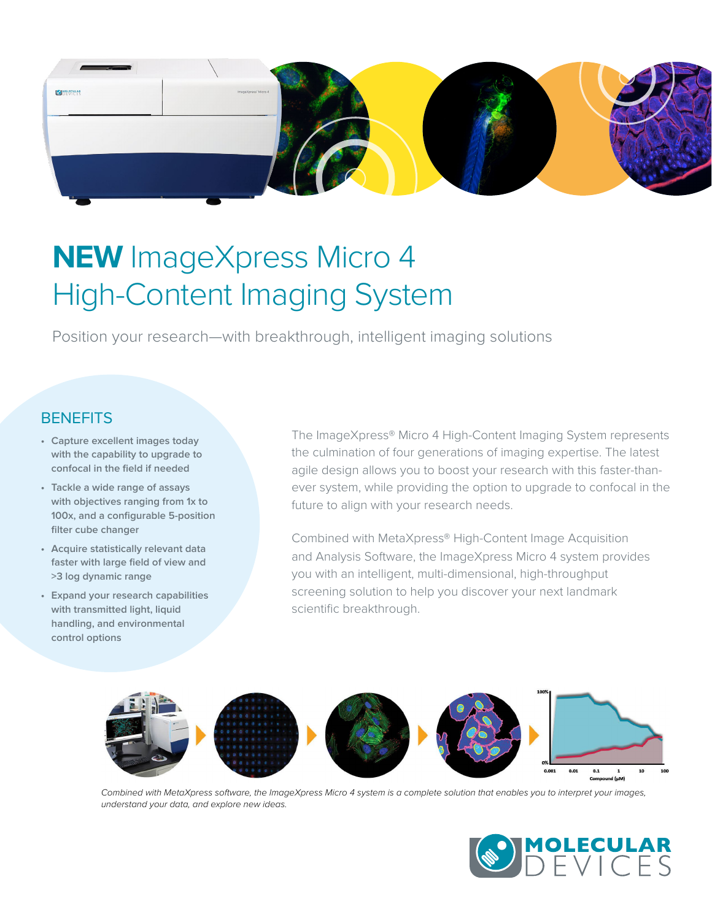# NEW ImageXpress Micro 4 High-Content Imaging System

Position your research—with breakthrough, intelligent imaging solutions

## BENEFITS

- Capture excellent images today with the capability to upgrade to confocal in the field if needed
- Tackle a wide range of assays with objectives ranging from 1x to 100x, and a configurable 5-position filter cube changer
- Acquire statistically relevant data faster with large field of view and >3 log dynamic range
- Expand your research capabilities with transmitted light, liquid handling, and environmental control options

The ImageXpress® Micro 4 High-Content Imaging System represents the culmination of four generations of imaging expertise. The latest agile design allows you to boost your research with this faster-than-ever system, while providing the option to upgrade to confocal in the future to align with your research needs.

Combined with MetaXpress® High-Content Image Acquisition and Analysis Software, the ImageXpress Micro 4 system provides you with an intelligent, multi-dimensional, high-throughput screening solution to help you discover your next landmark scientific breakthrough.

*Combined with MetaXpress software, the ImageXpress Micro 4 system is a complete solution that enables you to interpret your images, understand your data, and explore new ideas.*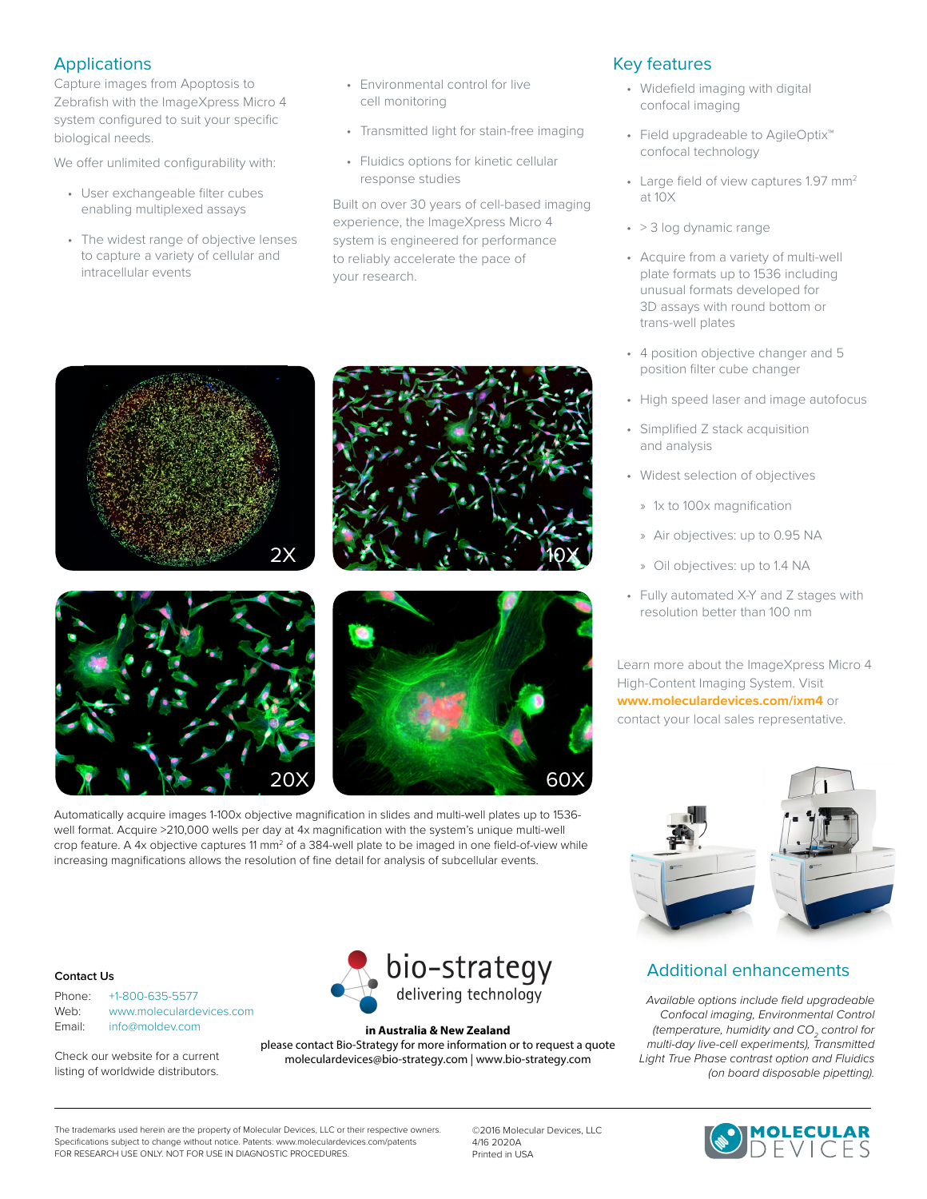## Applications

Capture images from Apoptosis to Zebrafish with the ImageXpress Micro 4 system configured to suit your specific biological needs.

We offer unlimited configurability with:

- User exchangeable filter cubes enabling multiplexed assays
- The widest range of objective lenses to capture a variety of cellular and intracellular events
- Environmental control for live cell monitoring
- Transmitted light for stain-free imaging
- Fluidics options for kinetic cellular response studies

Built on over 30 years of cell-based imaging experience, the ImageXpress Micro 4 system is engineered for performance to reliably accelerate the pace of your research.

2X

10X

20X

60X

Automatically acquire images 1-100x objective magnification in slides and multi-well plates up to 1536-well format. Acquire >210,000 wells per day at 4x magnification with the system's unique multi-well crop feature. A 4x objective captures 11 mm² of a 384-well plate to be imaged in one field-of-view while increasing magnifications allows the resolution of fine detail for analysis of subcellular events.

## Key features

- Widefield imaging with digital confocal imaging
- Field upgradeable to AgileOptix™ confocal technology
- Large field of view captures 1.97 mm² at 10X
- > 3 log dynamic range
- Acquire from a variety of multi-well plate formats up to 1536 including unusual formats developed for 3D assays with round bottom or trans-well plates
- 4 position objective changer and 5 position filter cube changer
- High speed laser and image autofocus
- Simplified Z stack acquisition and analysis
- Widest selection of objectives
  - 1x to 100x magnification
  - Air objectives: up to 0.95 NA
  - Oil objectives: up to 1.4 NA
- Fully automated X-Y and Z stages with resolution better than 100 nm

Learn more about the ImageXpress Micro 4 High-Content Imaging System. Visit **www.moleculardevices.com/ixm4** or contact your local sales representative.

## Additional enhancements

*Available options include field upgradeable Confocal imaging, Environmental Control (temperature, humidity and $CO_2$ control for multi-day live-cell experiments), Transmitted Light True Phase contrast option and Fluidics (on board disposable pipetting).*

**Contact Us**

Phone: +1-800-635-5577
Web: www.moleculardevices.com
Email: info@moldev.com

Check our website for a current listing of worldwide distributors.

bio-strategy
delivering technology

**in Australia & New Zealand**
please contact Bio-Strategy for more information or to request a quote
moleculardevices@bio-strategy.com | www.bio-strategy.com

The trademarks used herein are the property of Molecular Devices, LLC or their respective owners. Specifications subject to change without notice. Patents: www.moleculardevices.com/patents
FOR RESEARCH USE ONLY. NOT FOR USE IN DIAGNOSTIC PROCEDURES.

©2016 Molecular Devices, LLC
4/16 2020A
Printed in USA

MOLECULAR DEVICES